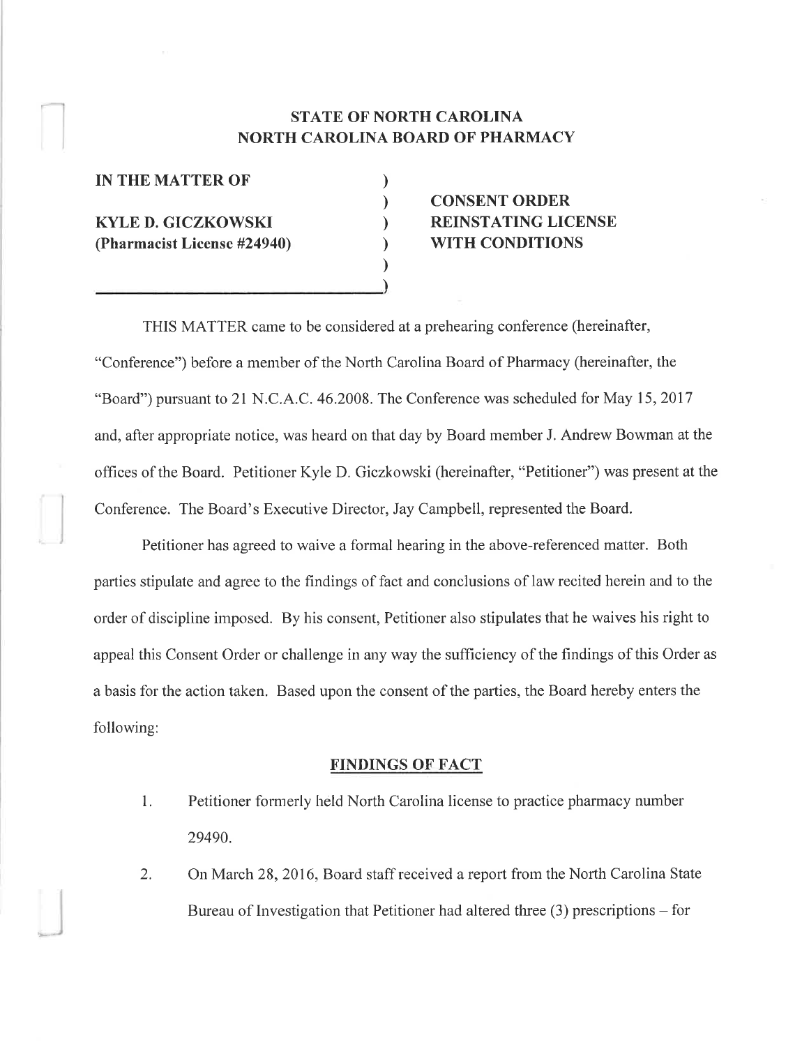**STATE OF NORTH CAROLINA**
**NORTH CAROLINA BOARD OF PHARMACY**

| | |
|---|---|
| **IN THE MATTER OF** | |
| | **CONSENT ORDER** |
| **KYLE D. GICZKOWSKI** | **REINSTATING LICENSE** |
| **(Pharmacist License #24940)** | **WITH CONDITIONS** |

THIS MATTER came to be considered at a prehearing conference (hereinafter, "Conference") before a member of the North Carolina Board of Pharmacy (hereinafter, the "Board") pursuant to 21 N.C.A.C. 46.2008. The Conference was scheduled for May 15, 2017 and, after appropriate notice, was heard on that day by Board member J. Andrew Bowman at the offices of the Board. Petitioner Kyle D. Giczkowski (hereinafter, "Petitioner") was present at the Conference. The Board's Executive Director, Jay Campbell, represented the Board.

Petitioner has agreed to waive a formal hearing in the above-referenced matter. Both parties stipulate and agree to the findings of fact and conclusions of law recited herein and to the order of discipline imposed. By his consent, Petitioner also stipulates that he waives his right to appeal this Consent Order or challenge in any way the sufficiency of the findings of this Order as a basis for the action taken. Based upon the consent of the parties, the Board hereby enters the following:

## FINDINGS OF FACT

1. Petitioner formerly held North Carolina license to practice pharmacy number 29490.
2. On March 28, 2016, Board staff received a report from the North Carolina State Bureau of Investigation that Petitioner had altered three (3) prescriptions – for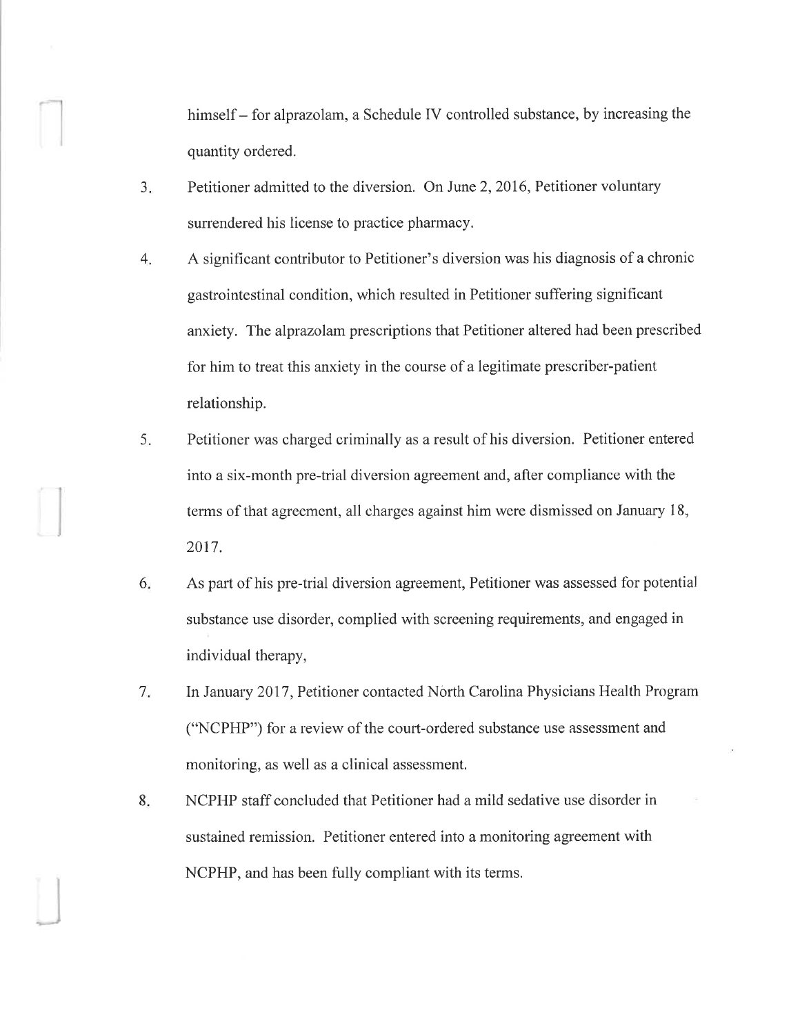himself – for alprazolam, a Schedule IV controlled substance, by increasing the quantity ordered.

3. Petitioner admitted to the diversion. On June 2, 2016, Petitioner voluntary surrendered his license to practice pharmacy.

4. A significant contributor to Petitioner's diversion was his diagnosis of a chronic gastrointestinal condition, which resulted in Petitioner suffering significant anxiety. The alprazolam prescriptions that Petitioner altered had been prescribed for him to treat this anxiety in the course of a legitimate prescriber-patient relationship.

5. Petitioner was charged criminally as a result of his diversion. Petitioner entered into a six-month pre-trial diversion agreement and, after compliance with the terms of that agreement, all charges against him were dismissed on January 18, 2017.

6. As part of his pre-trial diversion agreement, Petitioner was assessed for potential substance use disorder, complied with screening requirements, and engaged in individual therapy,

7. In January 2017, Petitioner contacted North Carolina Physicians Health Program ("NCPHP") for a review of the court-ordered substance use assessment and monitoring, as well as a clinical assessment.

8. NCPHP staff concluded that Petitioner had a mild sedative use disorder in sustained remission. Petitioner entered into a monitoring agreement with NCPHP, and has been fully compliant with its terms.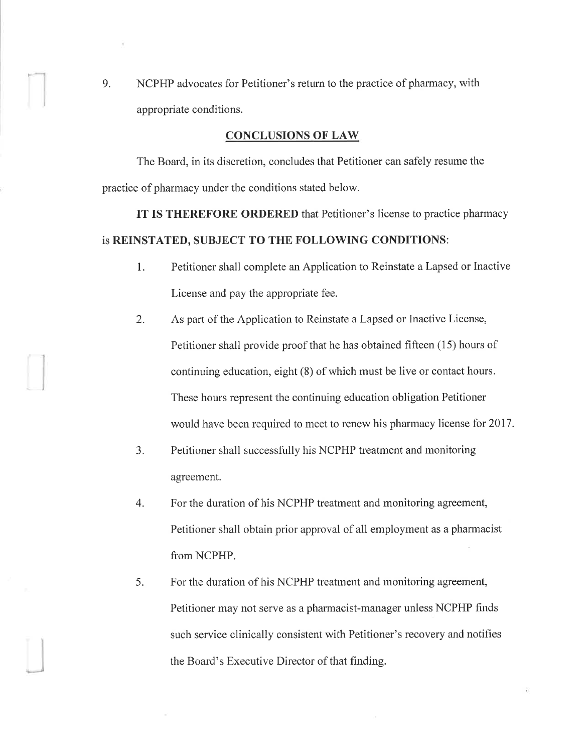9. NCPHP advocates for Petitioner's return to the practice of pharmacy, with appropriate conditions.

## CONCLUSIONS OF LAW

The Board, in its discretion, concludes that Petitioner can safely resume the practice of pharmacy under the conditions stated below.

**IT IS THEREFORE ORDERED** that Petitioner's license to practice pharmacy is **REINSTATED, SUBJECT TO THE FOLLOWING CONDITIONS**:

1. Petitioner shall complete an Application to Reinstate a Lapsed or Inactive License and pay the appropriate fee.

2. As part of the Application to Reinstate a Lapsed or Inactive License, Petitioner shall provide proof that he has obtained fifteen (15) hours of continuing education, eight (8) of which must be live or contact hours. These hours represent the continuing education obligation Petitioner would have been required to meet to renew his pharmacy license for 2017.

3. Petitioner shall successfully his NCPHP treatment and monitoring agreement.

4. For the duration of his NCPHP treatment and monitoring agreement, Petitioner shall obtain prior approval of all employment as a pharmacist from NCPHP.

5. For the duration of his NCPHP treatment and monitoring agreement, Petitioner may not serve as a pharmacist-manager unless NCPHP finds such service clinically consistent with Petitioner's recovery and notifies the Board's Executive Director of that finding.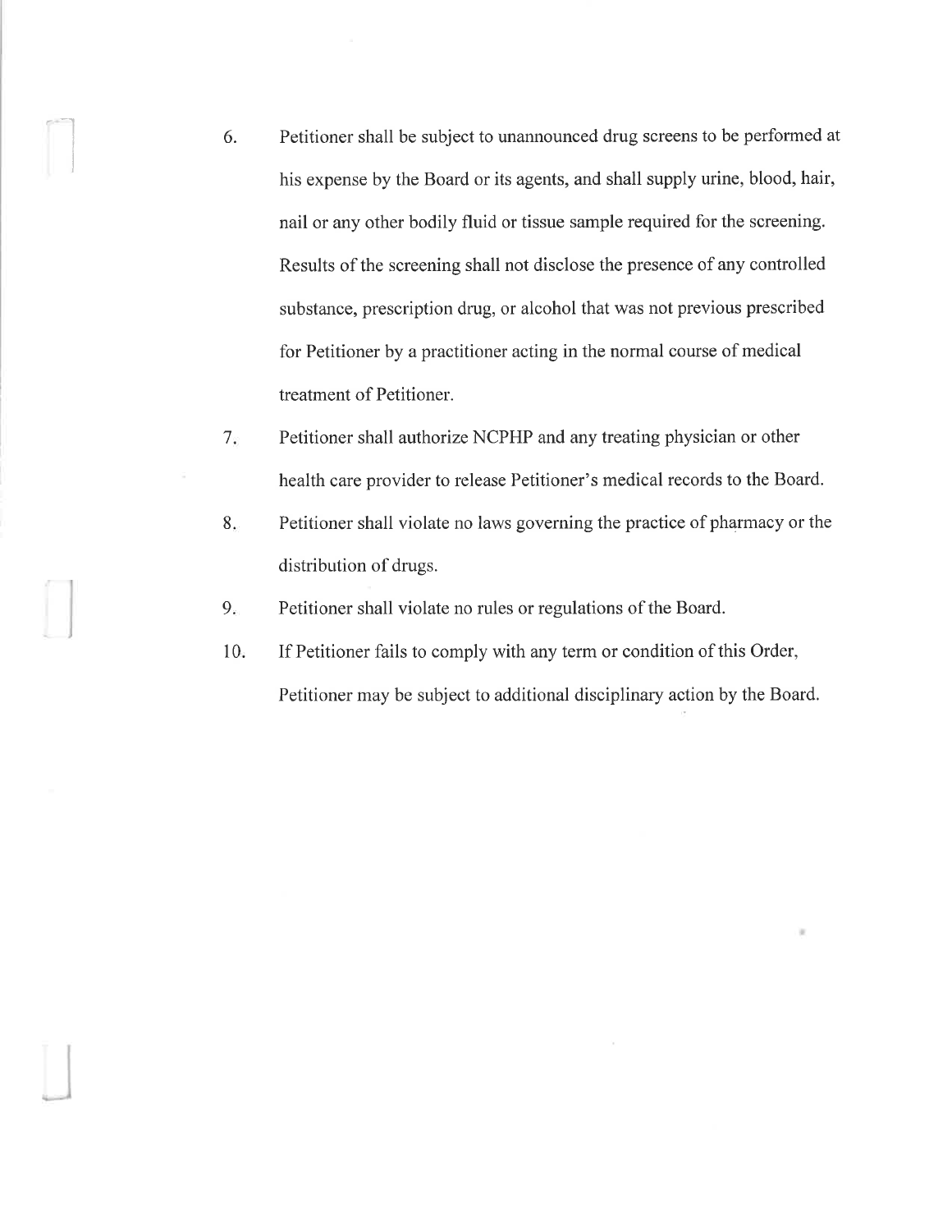6. Petitioner shall be subject to unannounced drug screens to be performed at his expense by the Board or its agents, and shall supply urine, blood, hair, nail or any other bodily fluid or tissue sample required for the screening. Results of the screening shall not disclose the presence of any controlled substance, prescription drug, or alcohol that was not previous prescribed for Petitioner by a practitioner acting in the normal course of medical treatment of Petitioner.

7. Petitioner shall authorize NCPHP and any treating physician or other health care provider to release Petitioner's medical records to the Board.

8. Petitioner shall violate no laws governing the practice of pharmacy or the distribution of drugs.

9. Petitioner shall violate no rules or regulations of the Board.

10. If Petitioner fails to comply with any term or condition of this Order, Petitioner may be subject to additional disciplinary action by the Board.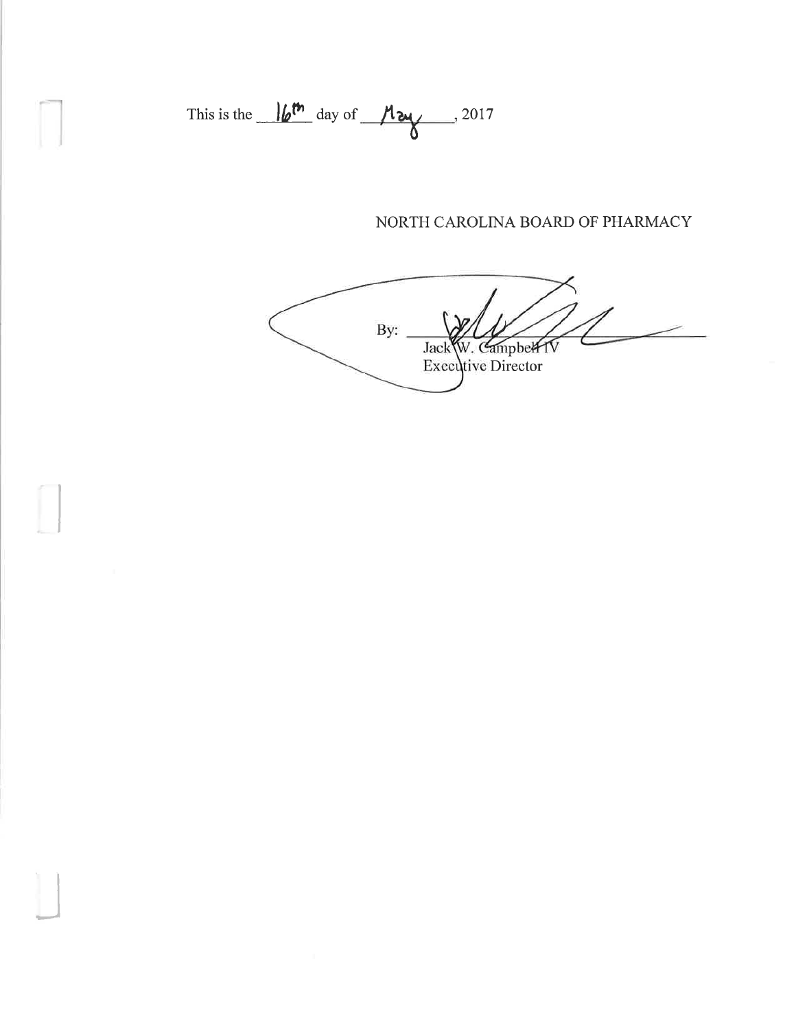This is the 16th day of May, 2017

NORTH CAROLINA BOARD OF PHARMACY

By: ______________________________
Jack W. Campbell IV
Executive Director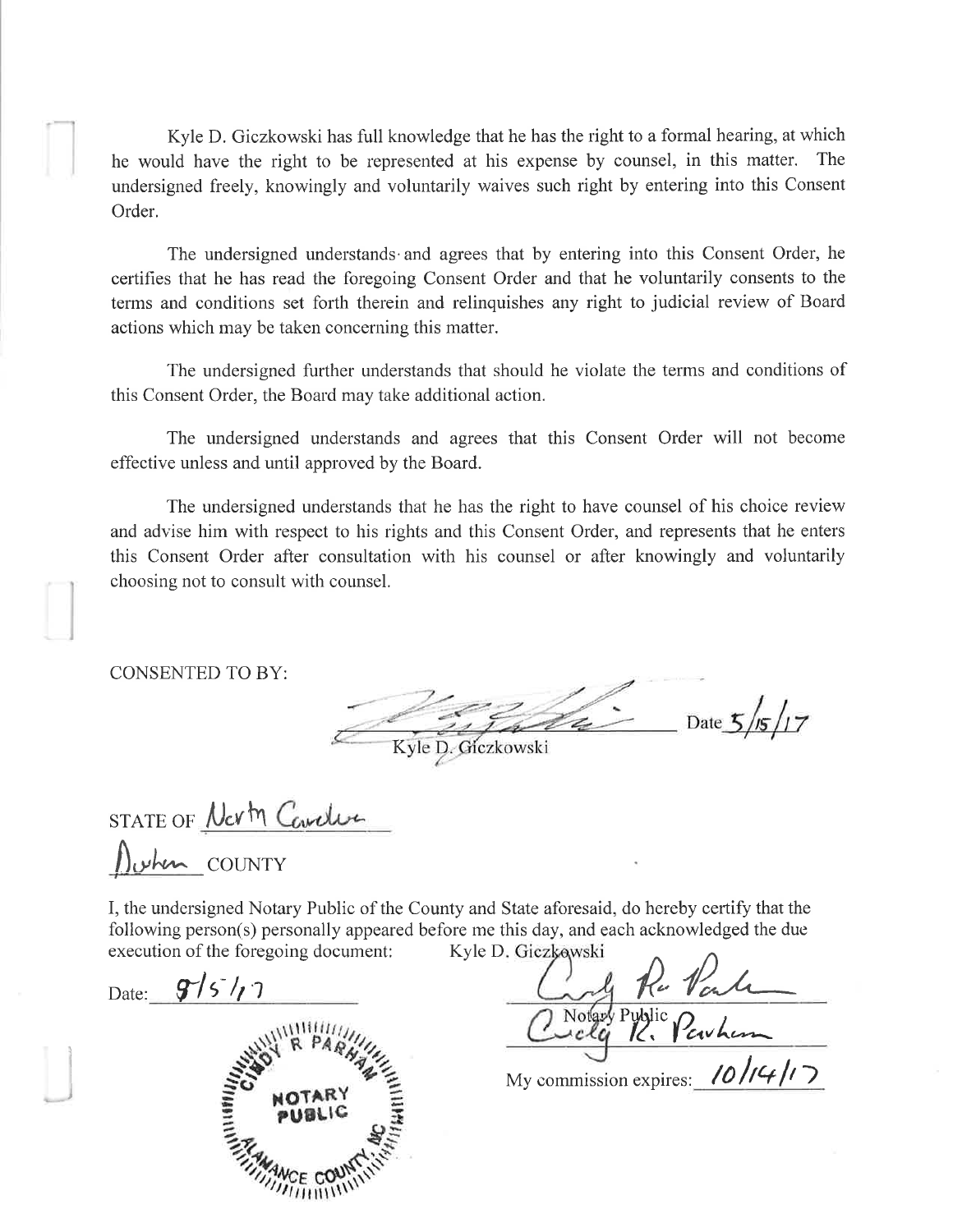Kyle D. Giczkowski has full knowledge that he has the right to a formal hearing, at which he would have the right to be represented at his expense by counsel, in this matter. The undersigned freely, knowingly and voluntarily waives such right by entering into this Consent Order.

The undersigned understands and agrees that by entering into this Consent Order, he certifies that he has read the foregoing Consent Order and that he voluntarily consents to the terms and conditions set forth therein and relinquishes any right to judicial review of Board actions which may be taken concerning this matter.

The undersigned further understands that should he violate the terms and conditions of this Consent Order, the Board may take additional action.

The undersigned understands and agrees that this Consent Order will not become effective unless and until approved by the Board.

The undersigned understands that he has the right to have counsel of his choice review and advise him with respect to his rights and this Consent Order, and represents that he enters this Consent Order after consultation with his counsel or after knowingly and voluntarily choosing not to consult with counsel.

CONSENTED TO BY:

Kyle D. Giczkowski Date 5/15/17

STATE OF North Carolina

Durham COUNTY

I, the undersigned Notary Public of the County and State aforesaid, do hereby certify that the following person(s) personally appeared before me this day, and each acknowledged the due execution of the foregoing document: Kyle D. Giczkowski

Date: 5/5/17

Notary Public

Cindy R. Parham

My commission expires: 10/14/17

CINDY R PARHAM NOTARY PUBLIC ALAMANCE COUNTY, NC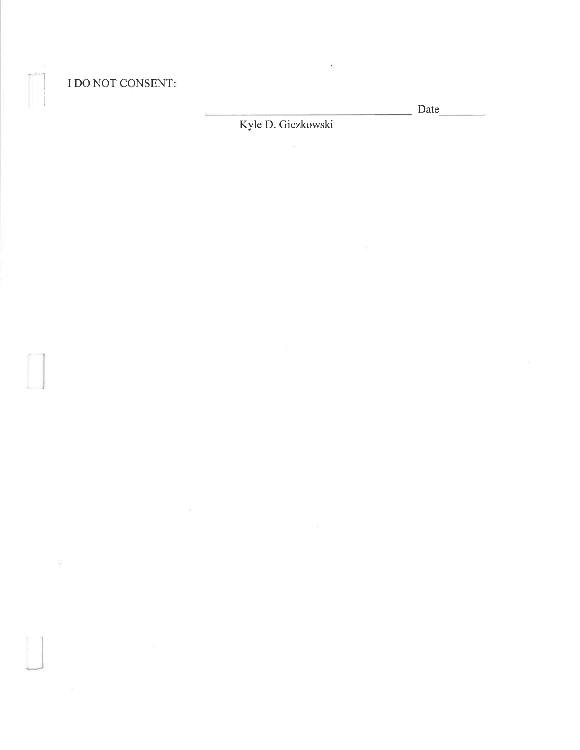I DO NOT CONSENT:

_________________________________ Date________

Kyle D. Giczkowski